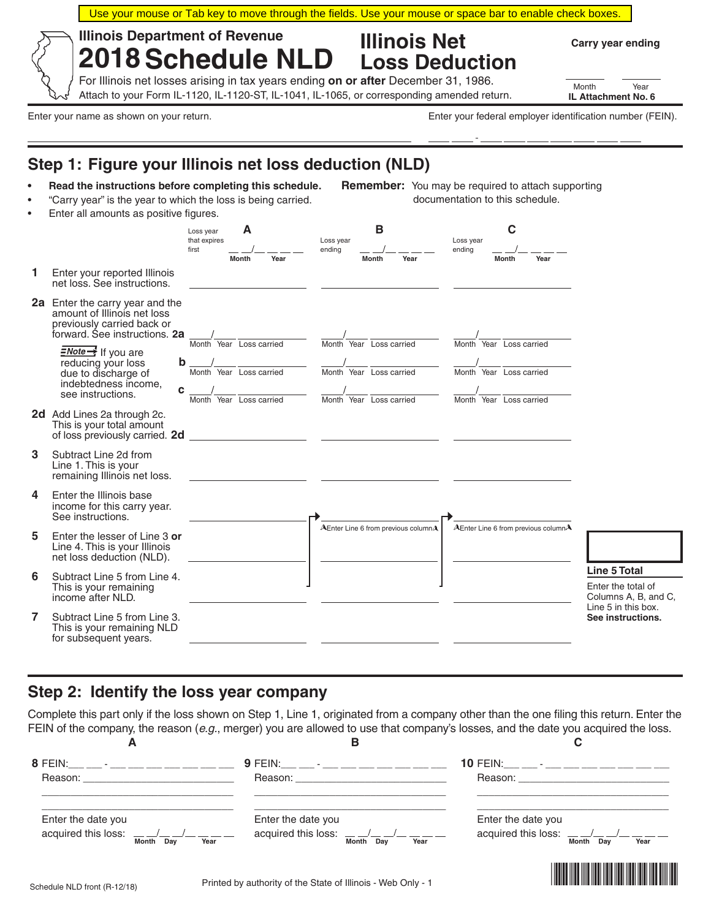Use your mouse or Tab key to move through the fields. Use your mouse or space bar to enable check boxes.

Illinois Department of Revenue

# 2018 Schedule NLD

# Illinois Net Loss Deduction

**Carry year ending**

___ Month ___ Year

**IL Attachment No. 6**

For Illinois net losses arising in tax years ending **on or after** December 31, 1986.
Attach to your Form IL-1120, IL-1120-ST, IL-1041, IL-1065, or corresponding amended return.

Enter your name as shown on your return. ______________________________

Enter your federal employer identification number (FEIN). ___ ___ - ___ ___ ___ ___ ___ ___ ___

## Step 1: Figure your Illinois net loss deduction (NLD)

- **Read the instructions before completing this schedule.**
- "Carry year" is the year to which the loss is being carried.
- Enter all amounts as positive figures.

**Remember:** You may be required to attach supporting documentation to this schedule.

| | | A | B | C |
|---|---|---|---|---|
| | | Loss year that expires first __ __/__ __ __ __ (Month, Year) | Loss year ending __ __/__ __ __ __ (Month, Year) | Loss year ending __ __/__ __ __ __ (Month, Year) |
| 1 | Enter your reported Illinois net loss. See instructions. | | | |
| 2a | Enter the carry year and the amount of Illinois net loss previously carried back or forward. See instructions. | ___/___ Month Year Loss carried | ___/___ Month Year Loss carried | ___/___ Month Year Loss carried |
| b | **Note →** If you are reducing your loss due to discharge of indebtedness income, see instructions. | ___/___ Month Year Loss carried | ___/___ Month Year Loss carried | ___/___ Month Year Loss carried |
| c | | ___/___ Month Year Loss carried | ___/___ Month Year Loss carried | ___/___ Month Year Loss carried |
| 2d | Add Lines 2a through 2c. This is your total amount of loss previously carried. | | | |
| 3 | Subtract Line 2d from Line 1. This is your remaining Illinois net loss. | | | |
| 4 | Enter the Illinois base income for this carry year. See instructions. | | Enter Line 6 from previous column | Enter Line 6 from previous column |
| 5 | Enter the lesser of Line 3 **or** Line 4. This is your Illinois net loss deduction (NLD). | | | |
| 6 | Subtract Line 5 from Line 4. This is your remaining income after NLD. | | | |
| 7 | Subtract Line 5 from Line 3. This is your remaining NLD for subsequent years. | | | |

**Line 5 Total** ______

Enter the total of Columns A, B, and C, Line 5 in this box. **See instructions.**

## Step 2: Identify the loss year company

Complete this part only if the loss shown on Step 1, Line 1, originated from a company other than the one filing this return. Enter the FEIN of the company, the reason (*e.g.*, merger) you are allowed to use that company's losses, and the date you acquired the loss.

| A | B | C |
|---|---|---|
| **8** FEIN: ___ ___ - ___ ___ ___ ___ ___ ___ ___ | **9** FEIN: ___ ___ - ___ ___ ___ ___ ___ ___ ___ | **10** FEIN: ___ ___ - ___ ___ ___ ___ ___ ___ ___ |
| Reason: ______________________ | Reason: ______________________ | Reason: ______________________ |
| Enter the date you acquired this loss: __ __/__ __/__ __ __ __ (Month Day Year) | Enter the date you acquired this loss: __ __/__ __/__ __ __ __ (Month Day Year) | Enter the date you acquired this loss: __ __/__ __/__ __ __ __ (Month Day Year) |

Schedule NLD front (R-12/18)

Printed by authority of the State of Illinois - Web Only - 1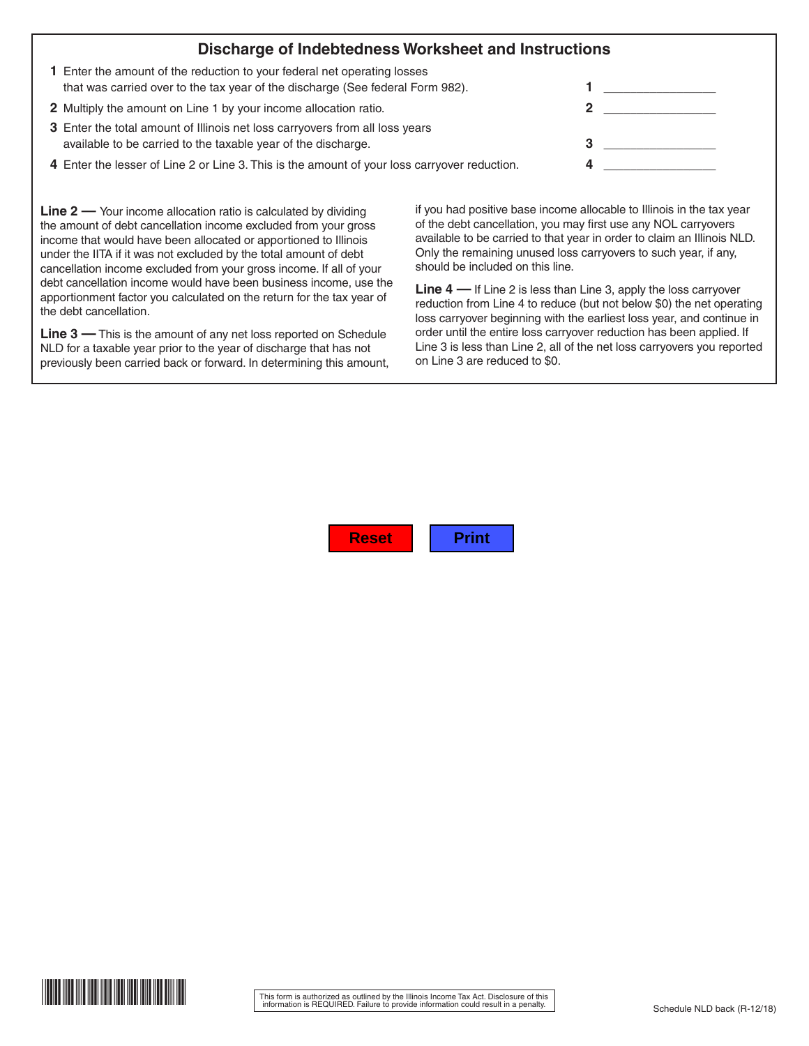## Discharge of Indebtedness Worksheet and Instructions

| | | | |
|---|---|---|---|
| **1** | Enter the amount of the reduction to your federal net operating losses that was carried over to the tax year of the discharge (See federal Form 982). | **1** | _______________ |
| **2** | Multiply the amount on Line 1 by your income allocation ratio. | **2** | _______________ |
| **3** | Enter the total amount of Illinois net loss carryovers from all loss years available to be carried to the taxable year of the discharge. | **3** | _______________ |
| **4** | Enter the lesser of Line 2 or Line 3. This is the amount of your loss carryover reduction. | **4** | _______________ |

**Line 2 —** Your income allocation ratio is calculated by dividing the amount of debt cancellation income excluded from your gross income that would have been allocated or apportioned to Illinois under the IITA if it was not excluded by the total amount of debt cancellation income excluded from your gross income. If all of your debt cancellation income would have been business income, use the apportionment factor you calculated on the return for the tax year of the debt cancellation.

**Line 3 —** This is the amount of any net loss reported on Schedule NLD for a taxable year prior to the year of discharge that has not previously been carried back or forward. In determining this amount, if you had positive base income allocable to Illinois in the tax year of the debt cancellation, you may first use any NOL carryovers available to be carried to that year in order to claim an Illinois NLD. Only the remaining unused loss carryovers to such year, if any, should be included on this line.

**Line 4 —** If Line 2 is less than Line 3, apply the loss carryover reduction from Line 4 to reduce (but not below $0) the net operating loss carryover beginning with the earliest loss year, and continue in order until the entire loss carryover reduction has been applied. If Line 3 is less than Line 2, all of the net loss carryovers you reported on Line 3 are reduced to $0.

This form is authorized as outlined by the Illinois Income Tax Act. Disclosure of this information is REQUIRED. Failure to provide information could result in a penalty.

Schedule NLD back (R-12/18)